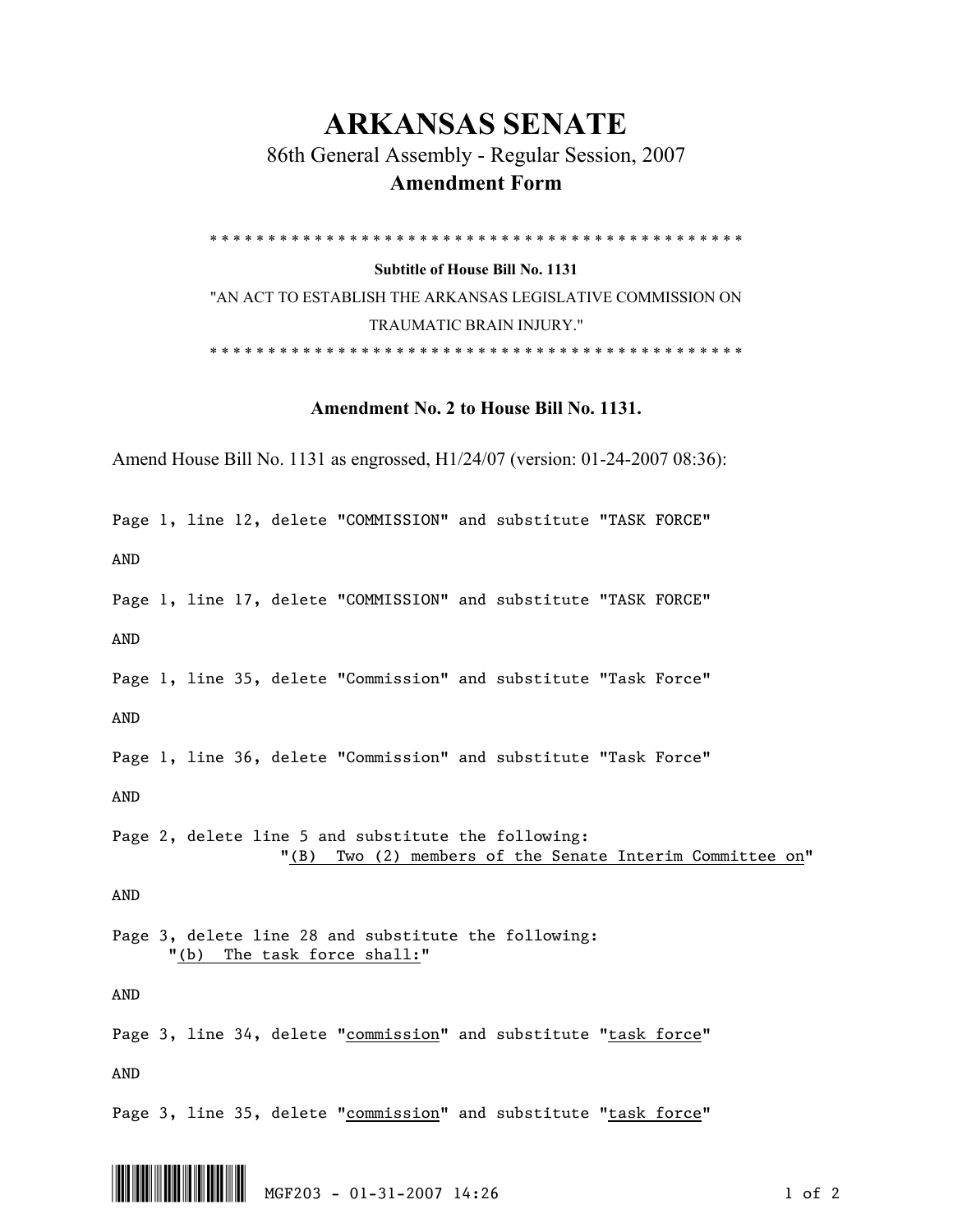# ARKANSAS SENATE

## 86th General Assembly - Regular Session, 2007

### Amendment Form

\* \* \* \* \* \* \* \* \* \* \* \* \* \* \* \* \* \* \* \* \* \* \* \* \* \* \* \* \* \* \* \* \* \* \* \* \* \* \* \* \* \* \* \* \* \* \* \* \* \*

**Subtitle of House Bill No. 1131**

"AN ACT TO ESTABLISH THE ARKANSAS LEGISLATIVE COMMISSION ON TRAUMATIC BRAIN INJURY."

\* \* \* \* \* \* \* \* \* \* \* \* \* \* \* \* \* \* \* \* \* \* \* \* \* \* \* \* \* \* \* \* \* \* \* \* \* \* \* \* \* \* \* \* \* \* \* \* \* \*

**Amendment No. 2 to House Bill No. 1131.**

Amend House Bill No. 1131 as engrossed, H1/24/07 (version: 01-24-2007 08:36):

Page 1, line 12, delete "COMMISSION" and substitute "TASK FORCE"

AND

Page 1, line 17, delete "COMMISSION" and substitute "TASK FORCE"

AND

Page 1, line 35, delete "Commission" and substitute "Task Force"

AND

Page 1, line 36, delete "Commission" and substitute "Task Force"

AND

Page 2, delete line 5 and substitute the following:
"<u>(B) Two (2) members of the Senate Interim Committee on</u>"

AND

Page 3, delete line 28 and substitute the following:
"<u>(b) The task force shall:</u>"

AND

Page 3, line 34, delete "<u>commission</u>" and substitute "<u>task force</u>"

AND

Page 3, line 35, delete "<u>commission</u>" and substitute "<u>task force</u>"

MGF203 - 01-31-2007 14:26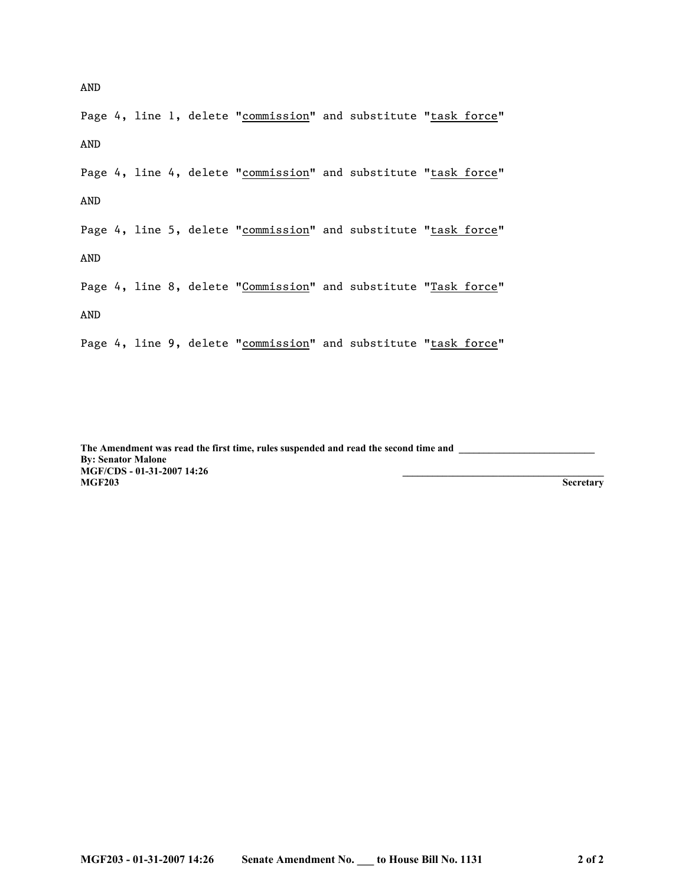AND

Page 4, line 1, delete "<u>commission</u>" and substitute "<u>task force</u>"

AND

Page 4, line 4, delete "<u>commission</u>" and substitute "<u>task force</u>"

AND

Page 4, line 5, delete "<u>commission</u>" and substitute "<u>task force</u>"

AND

Page 4, line 8, delete "<u>Commission</u>" and substitute "<u>Task force</u>"

AND

Page 4, line 9, delete "<u>commission</u>" and substitute "<u>task force</u>"

**The Amendment was read the first time, rules suspended and read the second time and \_\_\_\_\_\_\_\_\_\_\_\_\_\_\_\_\_\_\_\_\_\_\_\_\_\_**
**By: Senator Malone**
**MGF/CDS - 01-31-2007 14:26**
**MGF203**

**\_\_\_\_\_\_\_\_\_\_\_\_\_\_\_\_\_\_\_\_\_\_\_\_\_\_\_\_\_\_\_\_\_\_\_\_\_\_\_\_**
**Secretary**